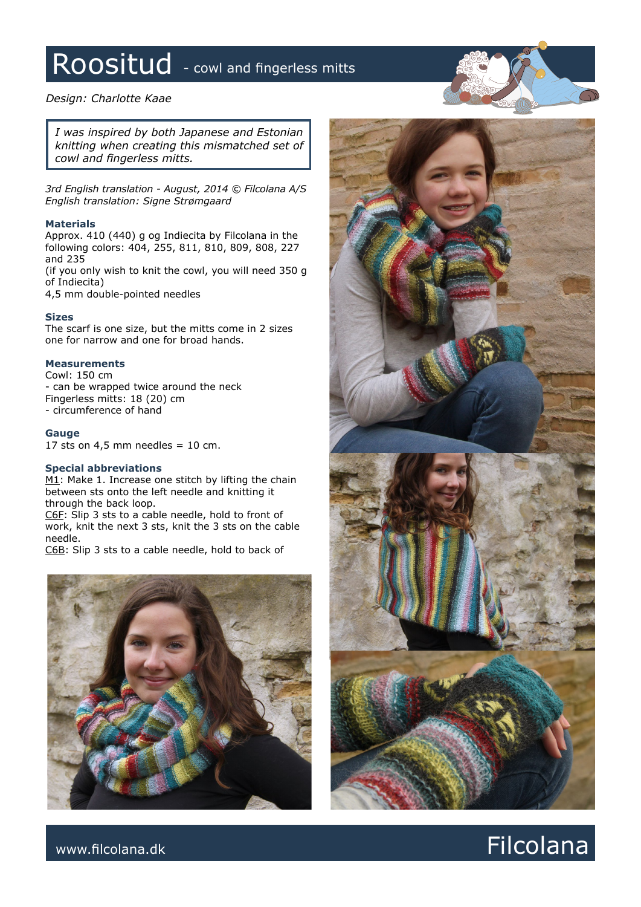# Roositud - cowl and fingerless mitts

*Design: Charlotte Kaae*

*I was inspired by both Japanese and Estonian knitting when creating this mismatched set of cowl and fingerless mitts.*

*3rd English translation - August, 2014 © Filcolana A/S*
*English translation: Signe Strømgaard*

### Materials

Approx. 410 (440) g og Indiecita by Filcolana in the following colors: 404, 255, 811, 810, 809, 808, 227 and 235
(if you only wish to knit the cowl, you will need 350 g of Indiecita)
4,5 mm double-pointed needles

### Sizes

The scarf is one size, but the mitts come in 2 sizes one for narrow and one for broad hands.

### Measurements

Cowl: 150 cm
- can be wrapped twice around the neck

Fingerless mitts: 18 (20) cm
- circumference of hand

### Gauge

17 sts on 4,5 mm needles = 10 cm.

### Special abbreviations

M1: Make 1. Increase one stitch by lifting the chain between sts onto the left needle and knitting it through the back loop.
C6F: Slip 3 sts to a cable needle, hold to front of work, knit the next 3 sts, knit the 3 sts on the cable needle.
C6B: Slip 3 sts to a cable needle, hold to back of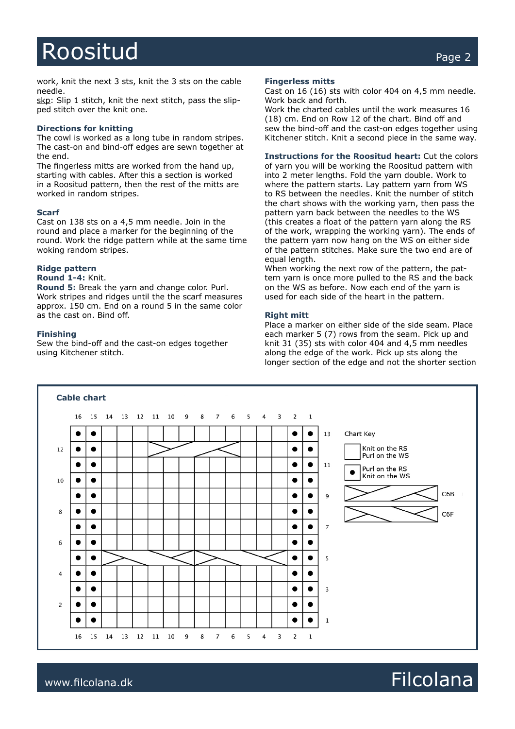work, knit the next 3 sts, knit the 3 sts on the cable needle.

skp: Slip 1 stitch, knit the next stitch, pass the slipped stitch over the knit one.

### Directions for knitting

The cowl is worked as a long tube in random stripes. The cast-on and bind-off edges are sewn together at the end.

The fingerless mitts are worked from the hand up, starting with cables. After this a section is worked in a Roositud pattern, then the rest of the mitts are worked in random stripes.

### Scarf

Cast on 138 sts on a 4,5 mm needle. Join in the round and place a marker for the beginning of the round. Work the ridge pattern while at the same time woking random stripes.

### Ridge pattern

**Round 1-4:** Knit.

**Round 5:** Break the yarn and change color. Purl.

Work stripes and ridges until the the scarf measures approx. 150 cm. End on a round 5 in the same color as the cast on. Bind off.

### Finishing

Sew the bind-off and the cast-on edges together using Kitchener stitch.

### Fingerless mitts

Cast on 16 (16) sts with color 404 on 4,5 mm needle. Work back and forth.

Work the charted cables until the work measures 16 (18) cm. End on Row 12 of the chart. Bind off and sew the bind-off and the cast-on edges together using Kitchener stitch. Knit a second piece in the same way.

**Instructions for the Roositud heart:** Cut the colors of yarn you will be working the Roositud pattern with into 2 meter lengths. Fold the yarn double. Work to where the pattern starts. Lay pattern yarn from WS to RS between the needles. Knit the number of stitch the chart shows with the working yarn, then pass the pattern yarn back between the needles to the WS (this creates a float of the pattern yarn along the RS of the work, wrapping the working yarn). The ends of the pattern yarn now hang on the WS on either side of the pattern stitches. Make sure the two end are of equal length.

When working the next row of the pattern, the pattern yarn is once more pulled to the RS and the back on the WS as before. Now each end of the yarn is used for each side of the heart in the pattern.

### Right mitt

Place a marker on either side of the side seam. Place each marker 5 (7) rows from the seam. Pick up and knit 31 (35) sts with color 404 and 4,5 mm needles along the edge of the work. Pick up sts along the longer section of the edge and not the shorter section

### Cable chart

| Row | 16 | 15 | 14 | 13 | 12 | 11 | 10 | 9 | 8 | 7 | 6 | 5 | 4 | 3 | 2 | 1 |
|---|---|---|---|---|---|---|---|---|---|---|---|---|---|---|---|---|
| 13 | ● | ● | | | | | | | | | | | | | ● | ● |
| 12 | ● | ● | | | | C6B | | | | | | | | | ● | ● |
| 11 | ● | ● | | | | | | | | | | | | | ● | ● |
| 10 | ● | ● | | | | | | | | | | | | | ● | ● |
| 9 | ● | ● | | | | | | | | | | | | | ● | ● |
| 8 | ● | ● | | | | | | | | | | | | | ● | ● |
| 7 | ● | ● | | | | | | | | | | | | | ● | ● |
| 6 | ● | ● | | | | | | | | | | | | | ● | ● |
| 5 | ● | ● | C6F | | | | | | C6F | | | | | | ● | ● |
| 4 | ● | ● | | | | | | | | | | | | | ● | ● |
| 3 | ● | ● | | | | | | | | | | | | | ● | ● |
| 2 | ● | ● | | | | | | | | | | | | | ● | ● |
| 1 | ● | ● | | | | | | | | | | | | | ● | ● |

Chart Key

- (empty square) Knit on the RS, Purl on the WS
- ● Purl on the RS, Knit on the WS
- C6B
- C6F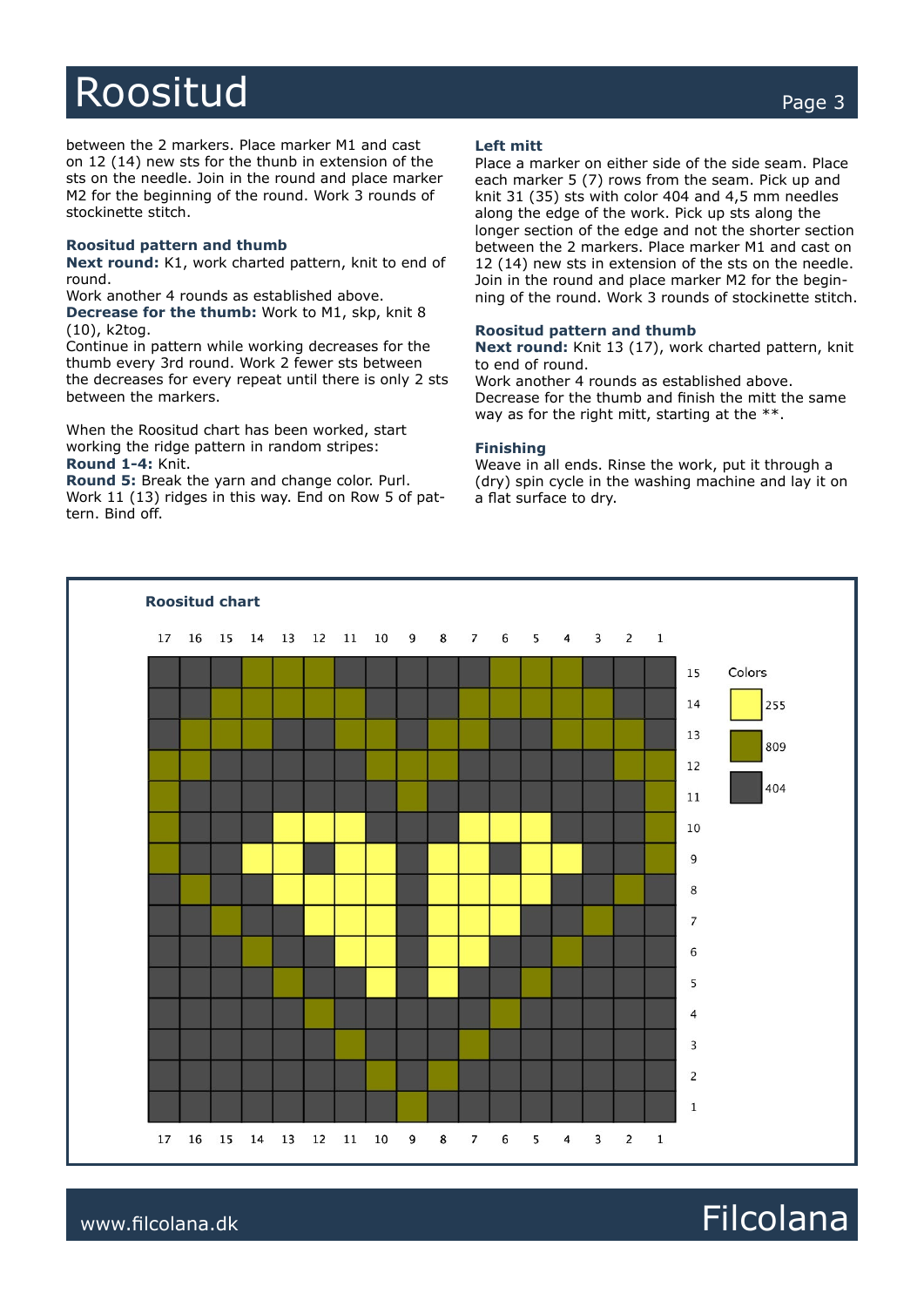between the 2 markers. Place marker M1 and cast on 12 (14) new sts for the thumb in extension of the sts on the needle. Join in the round and place marker M2 for the beginning of the round. Work 3 rounds of stockinette stitch.

### Roositud pattern and thumb

**Next round:** K1, work charted pattern, knit to end of round.

Work another 4 rounds as established above.

**Decrease for the thumb:** Work to M1, skp, knit 8 (10), k2tog.

Continue in pattern while working decreases for the thumb every 3rd round. Work 2 fewer sts between the decreases for every repeat until there is only 2 sts between the markers.

When the Roositud chart has been worked, start working the ridge pattern in random stripes:

**Round 1-4:** Knit.

**Round 5:** Break the yarn and change color. Purl.

Work 11 (13) ridges in this way. End on Row 5 of pattern. Bind off.

### Left mitt

Place a marker on either side of the side seam. Place each marker 5 (7) rows from the seam. Pick up and knit 31 (35) sts with color 404 and 4,5 mm needles along the edge of the work. Pick up sts along the longer section of the edge and not the shorter section between the 2 markers. Place marker M1 and cast on 12 (14) new sts in extension of the sts on the needle. Join in the round and place marker M2 for the beginning of the round. Work 3 rounds of stockinette stitch.

### Roositud pattern and thumb

**Next round:** Knit 13 (17), work charted pattern, knit to end of round.

Work another 4 rounds as established above.

Decrease for the thumb and finish the mitt the same way as for the right mitt, starting at the **.

### Finishing

Weave in all ends. Rinse the work, put it through a (dry) spin cycle in the washing machine and lay it on a flat surface to dry.

### Roositud chart

17 16 15 14 13 12 11 10 9 8 7 6 5 4 3 2 1

15 14 13 12 11 10 9 8 7 6 5 4 3 2 1

Colors

255

809

404